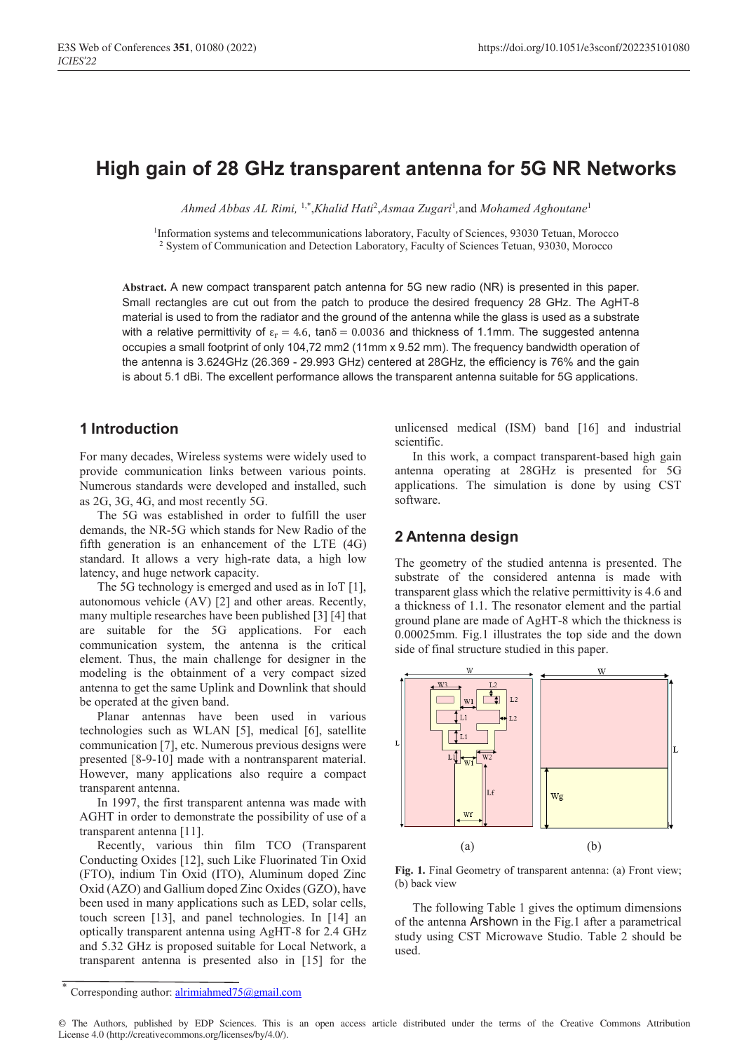# High gain of 28 GHz transparent antenna for 5G NR Networks

*Ahmed Abbas AL Rimi,* [1,*], *Khalid Hati*[2], *Asmaa Zugari*[1], and *Mohamed Aghoutane*[1]

[1]Information systems and telecommunications laboratory, Faculty of Sciences, 93030 Tetuan, Morocco
[2] System of Communication and Detection Laboratory, Faculty of Sciences Tetuan, 93030, Morocco

**Abstract.** A new compact transparent patch antenna for 5G new radio (NR) is presented in this paper. Small rectangles are cut out from the patch to produce the desired frequency 28 GHz. The AgHT-8 material is used to from the radiator and the ground of the antenna while the glass is used as a substrate with a relative permittivity of $\varepsilon_r = 4.6$, $\tan\delta = 0.0036$ and thickness of 1.1mm. The suggested antenna occupies a small footprint of only 104,72 mm2 (11mm x 9.52 mm). The frequency bandwidth operation of the antenna is 3.624GHz (26.369 - 29.993 GHz) centered at 28GHz, the efficiency is 76% and the gain is about 5.1 dBi. The excellent performance allows the transparent antenna suitable for 5G applications.

## 1 Introduction

For many decades, Wireless systems were widely used to provide communication links between various points. Numerous standards were developed and installed, such as 2G, 3G, 4G, and most recently 5G.

The 5G was established in order to fulfill the user demands, the NR-5G which stands for New Radio of the fifth generation is an enhancement of the LTE (4G) standard. It allows a very high-rate data, a high low latency, and huge network capacity.

The 5G technology is emerged and used as in IoT [1], autonomous vehicle (AV) [2] and other areas. Recently, many multiple researches have been published [3] [4] that are suitable for the 5G applications. For each communication system, the antenna is the critical element. Thus, the main challenge for designer in the modeling is the obtainment of a very compact sized antenna to get the same Uplink and Downlink that should be operated at the given band.

Planar antennas have been used in various technologies such as WLAN [5], medical [6], satellite communication [7], etc. Numerous previous designs were presented [8-9-10] made with a nontransparent material. However, many applications also require a compact transparent antenna.

In 1997, the first transparent antenna was made with AGHT in order to demonstrate the possibility of use of a transparent antenna [11].

Recently, various thin film TCO (Transparent Conducting Oxides [12], such Like Fluorinated Tin Oxid (FTO), indium Tin Oxid (ITO), Aluminum doped Zinc Oxid (AZO) and Gallium doped Zinc Oxides (GZO), have been used in many applications such as LED, solar cells, touch screen [13], and panel technologies. In [14] an optically transparent antenna using AgHT-8 for 2.4 GHz and 5.32 GHz is proposed suitable for Local Network, a transparent antenna is presented also in [15] for the unlicensed medical (ISM) band [16] and industrial scientific.

In this work, a compact transparent-based high gain antenna operating at 28GHz is presented for 5G applications. The simulation is done by using CST software.

## 2 Antenna design

The geometry of the studied antenna is presented. The substrate of the considered antenna is made with transparent glass which the relative permittivity is 4.6 and a thickness of 1.1. The resonator element and the partial ground plane are made of AgHT-8 which the thickness is 0.00025mm. Fig.1 illustrates the top side and the down side of final structure studied in this paper.

**Fig. 1.** Final Geometry of transparent antenna: (a) Front view; (b) back view

The following Table 1 gives the optimum dimensions of the antenna Arshown in the Fig.1 after a parametrical study using CST Microwave Studio. Table 2 should be used.

---

\* Corresponding author: alrimiahmed75@gmail.com

© The Authors, published by EDP Sciences. This is an open access article distributed under the terms of the Creative Commons Attribution License 4.0 (http://creativecommons.org/licenses/by/4.0/).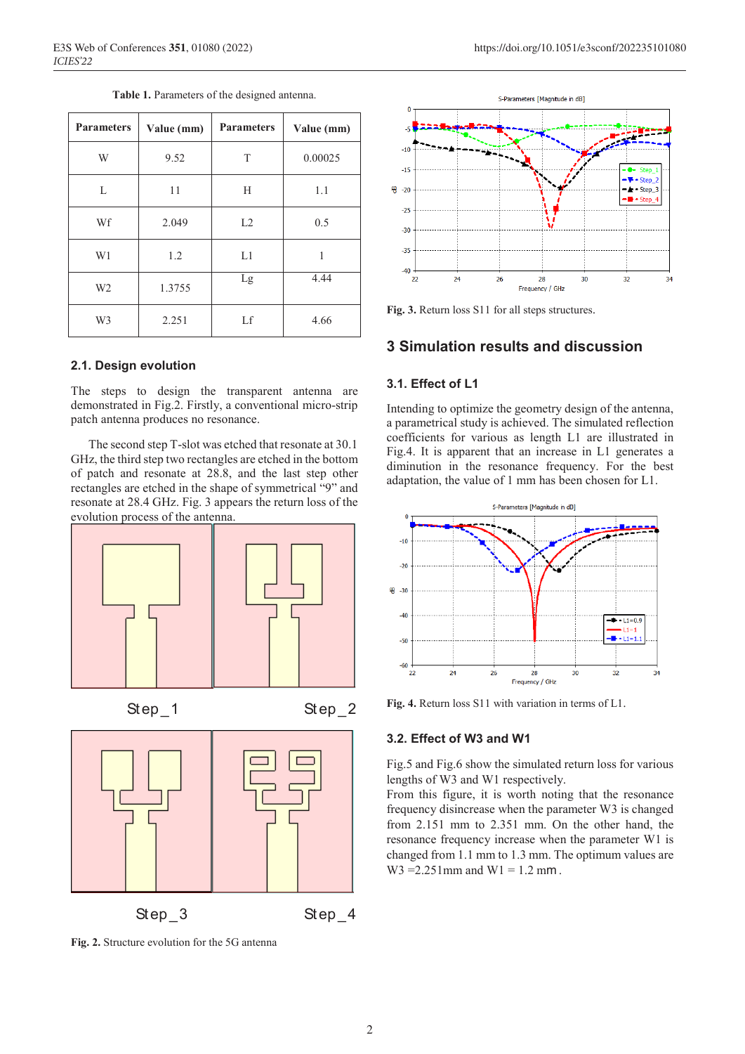**Table 1.** Parameters of the designed antenna.

| Parameters | Value (mm) | Parameters | Value (mm) |
|---|---|---|---|
| W | 9.52 | T | 0.00025 |
| L | 11 | H | 1.1 |
| Wf | 2.049 | L2 | 0.5 |
| W1 | 1.2 | L1 | 1 |
| W2 | 1.3755 | Lg | 4.44 |
| W3 | 2.251 | Lf | 4.66 |

### 2.1. Design evolution

The steps to design the transparent antenna are demonstrated in Fig.2. Firstly, a conventional micro-strip patch antenna produces no resonance.

The second step T-slot was etched that resonate at 30.1 GHz, the third step two rectangles are etched in the bottom of patch and resonate at 28.8, and the last step other rectangles are etched in the shape of symmetrical "9" and resonate at 28.4 GHz. Fig. 3 appears the return loss of the evolution process of the antenna.

Step_1 Step_2

Step_3 Step_4

**Fig. 2.** Structure evolution for the 5G antenna

**Fig. 3.** Return loss S11 for all steps structures.

## 3 Simulation results and discussion

### 3.1. Effect of L1

Intending to optimize the geometry design of the antenna, a parametrical study is achieved. The simulated reflection coefficients for various length L1 are illustrated in Fig.4. It is apparent that an increase in L1 generates a diminution in the resonance frequency. For the best adaptation, the value of 1 mm has been chosen for L1.

**Fig. 4.** Return loss S11 with variation in terms of L1.

### 3.2. Effect of W3 and W1

Fig.5 and Fig.6 show the simulated return loss for various lengths of W3 and W1 respectively.

From this figure, it is worth noting that the resonance frequency disincrease when the parameter W3 is changed from 2.151 mm to 2.351 mm. On the other hand, the resonance frequency increase when the parameter W1 is changed from 1.1 mm to 1.3 mm. The optimum values are W3 =2.251mm and W1 = 1.2 mm.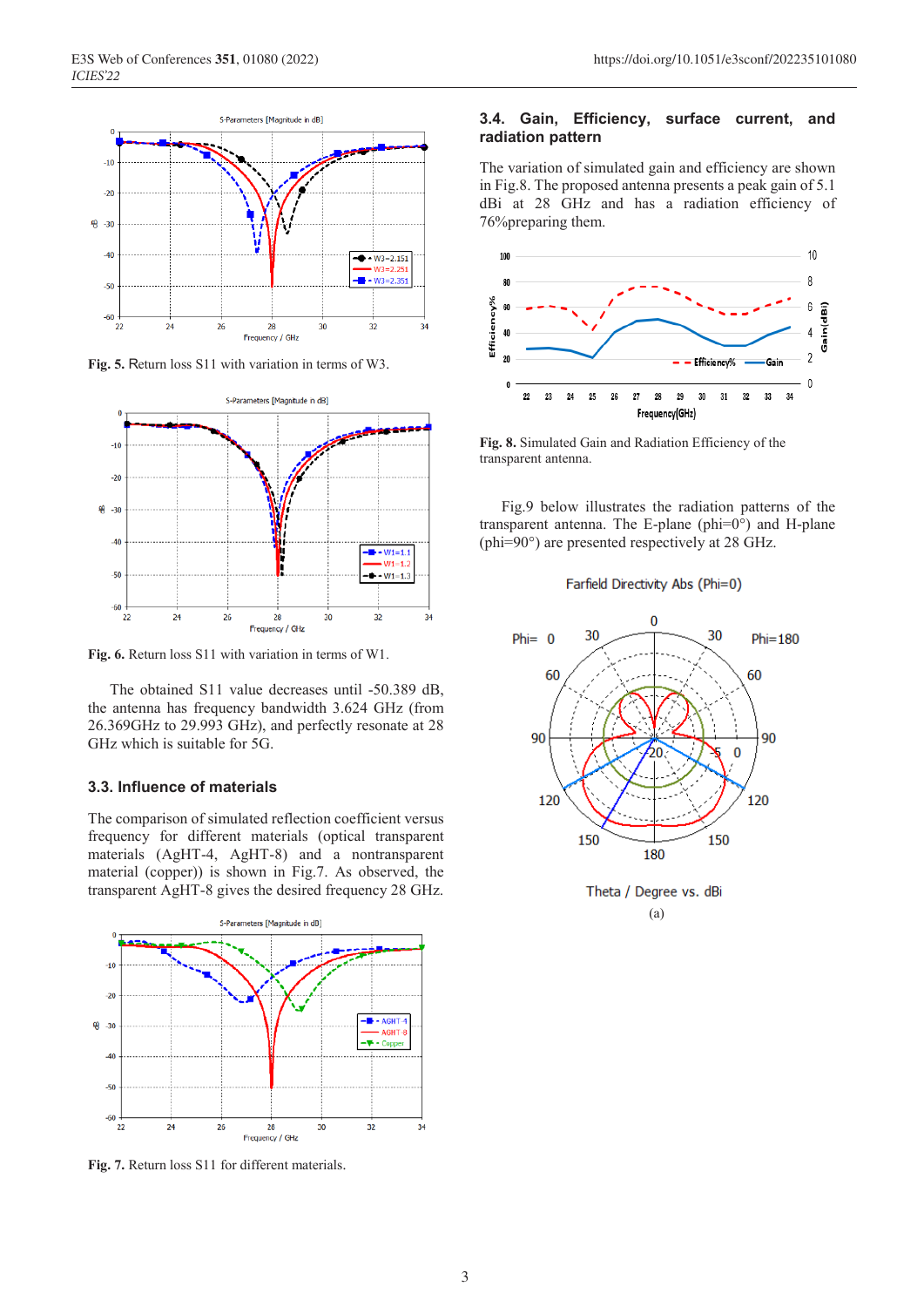Fig. 5. Return loss S11 with variation in terms of W3.

Fig. 6. Return loss S11 with variation in terms of W1.

The obtained S11 value decreases until -50.389 dB, the antenna has frequency bandwidth 3.624 GHz (from 26.369GHz to 29.993 GHz), and perfectly resonate at 28 GHz which is suitable for 5G.

### 3.3. Influence of materials

The comparison of simulated reflection coefficient versus frequency for different materials (optical transparent materials (AgHT-4, AgHT-8) and a nontransparent material (copper)) is shown in Fig.7. As observed, the transparent AgHT-8 gives the desired frequency 28 GHz.

Fig. 7. Return loss S11 for different materials.

### 3.4. Gain, Efficiency, surface current, and radiation pattern

The variation of simulated gain and efficiency are shown in Fig.8. The proposed antenna presents a peak gain of 5.1 dBi at 28 GHz and has a radiation efficiency of 76%preparing them.

Fig. 8. Simulated Gain and Radiation Efficiency of the transparent antenna.

Fig.9 below illustrates the radiation patterns of the transparent antenna. The E-plane (phi=0°) and H-plane (phi=90°) are presented respectively at 28 GHz.

(a)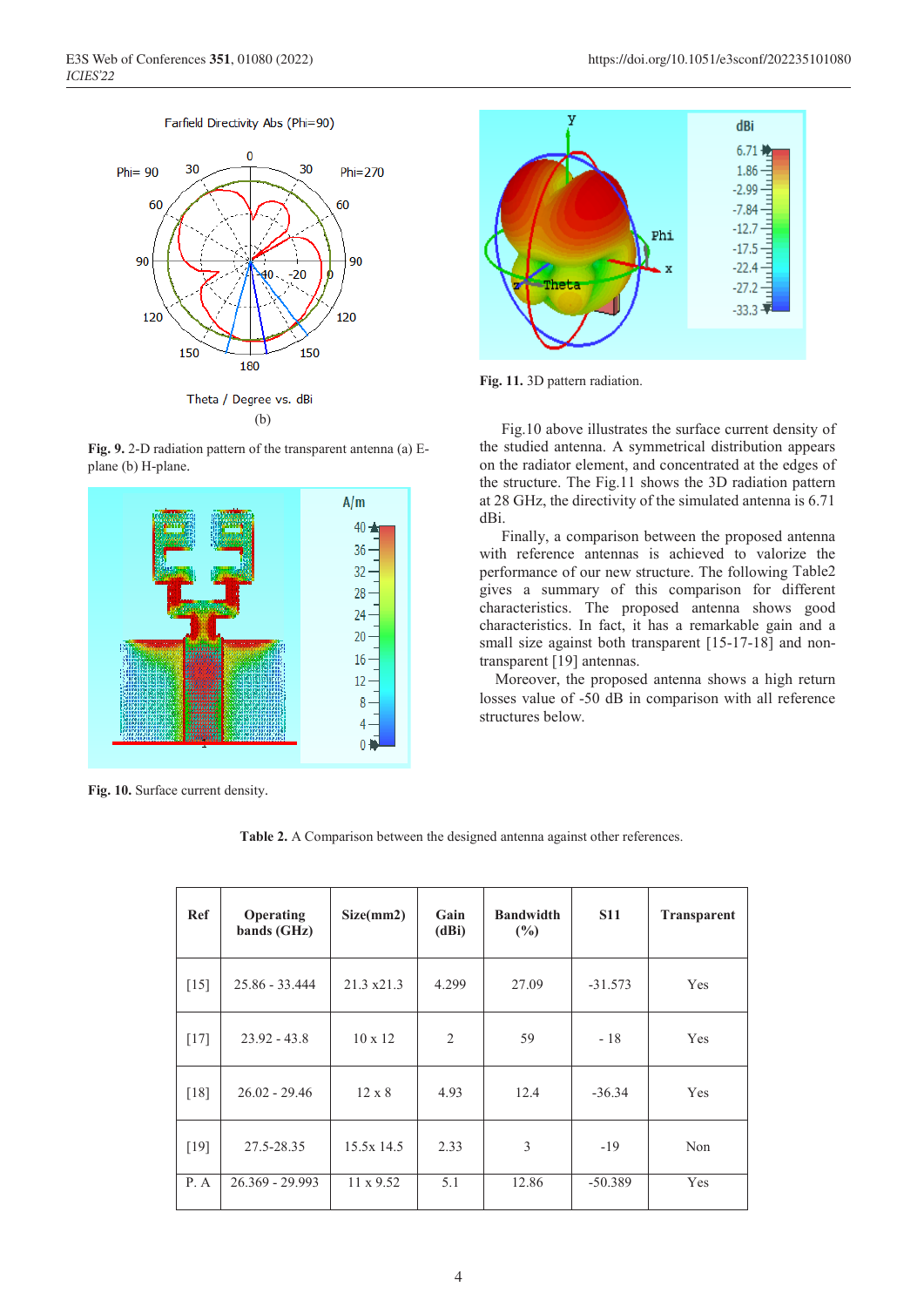Fig. 9. 2-D radiation pattern of the transparent antenna (a) E-plane (b) H-plane.

Fig. 10. Surface current density.

Fig. 11. 3D pattern radiation.

Fig.10 above illustrates the surface current density of the studied antenna. A symmetrical distribution appears on the radiator element, and concentrated at the edges of the structure. The Fig.11 shows the 3D radiation pattern at 28 GHz, the directivity of the simulated antenna is 6.71 dBi.

Finally, a comparison between the proposed antenna with reference antennas is achieved to valorize the performance of our new structure. The following Table2 gives a summary of this comparison for different characteristics. The proposed antenna shows good characteristics. In fact, it has a remarkable gain and a small size against both transparent [15-17-18] and non-transparent [19] antennas.

Moreover, the proposed antenna shows a high return losses value of -50 dB in comparison with all reference structures below.

**Table 2.** A Comparison between the designed antenna against other references.

| Ref | Operating bands (GHz) | Size(mm2) | Gain (dBi) | Bandwidth (%) | S11 | Transparent |
|---|---|---|---|---|---|---|
| [15] | 25.86 - 33.444 | 21.3 x21.3 | 4.299 | 27.09 | -31.573 | Yes |
| [17] | 23.92 - 43.8 | 10 x 12 | 2 | 59 | - 18 | Yes |
| [18] | 26.02 - 29.46 | 12 x 8 | 4.93 | 12.4 | -36.34 | Yes |
| [19] | 27.5-28.35 | 15.5x 14.5 | 2.33 | 3 | -19 | Non |
| P. A | 26.369 - 29.993 | 11 x 9.52 | 5.1 | 12.86 | -50.389 | Yes |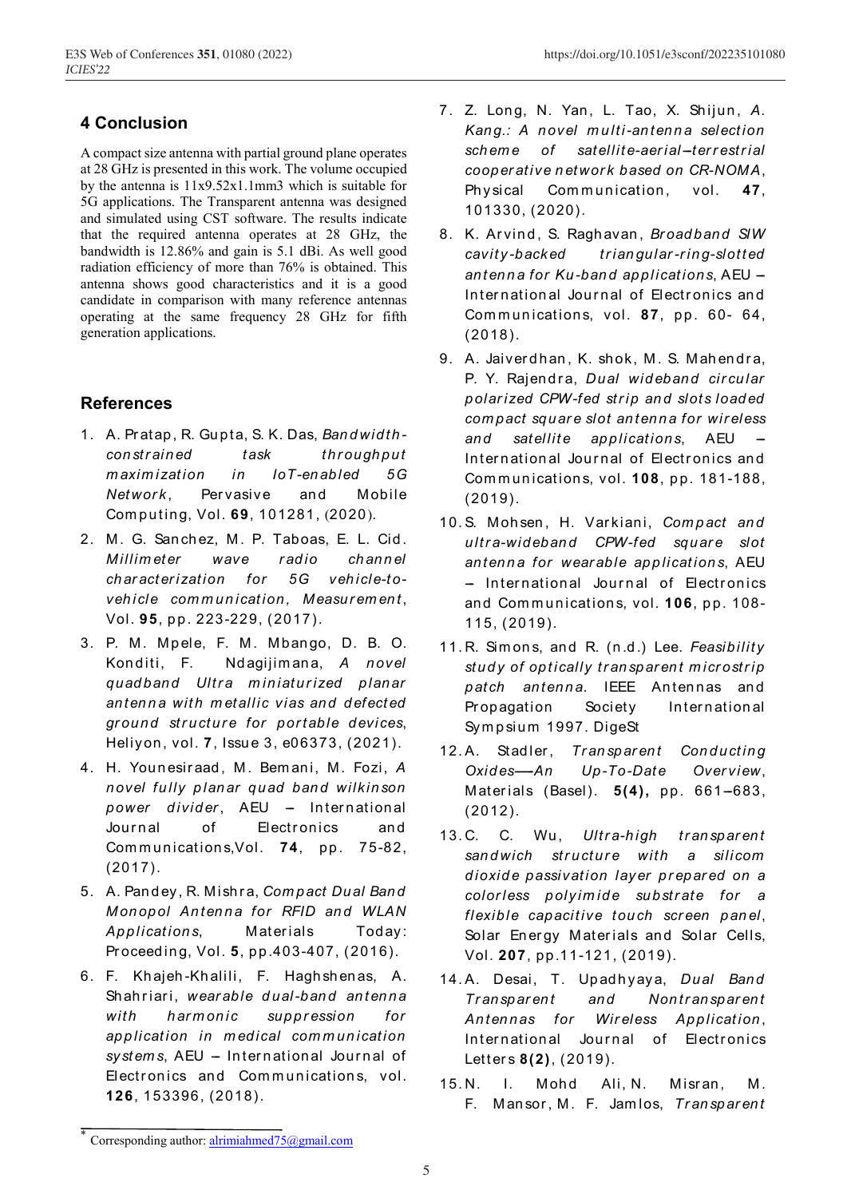## 4 Conclusion

A compact size antenna with partial ground plane operates at 28 GHz is presented in this work. The volume occupied by the antenna is 11x9.52x1.1mm3 which is suitable for 5G applications. The Transparent antenna was designed and simulated using CST software. The results indicate that the required antenna operates at 28 GHz, the bandwidth is 12.86% and gain is 5.1 dBi. As well good radiation efficiency of more than 76% is obtained. This antenna shows good characteristics and it is a good candidate in comparison with many reference antennas operating at the same frequency 28 GHz for fifth generation applications.

## References

1. A. Pratap, R. Gupta, S. K. Das, *Bandwidth-constrained task throughput maximization in IoT-enabled 5G Network*, Pervasive and Mobile Computing, Vol. **69**, 101281, (2020).
2. M. G. Sanchez, M. P. Taboas, E. L. Cid. *Millimeter wave radio channel characterization for 5G vehicle-to-vehicle communication, Measurement*, Vol. **95**, pp. 223-229, (2017).
3. P. M. Mpele, F. M. Mbango, D. B. O. Konditi, F. Ndagijimana, *A novel quadband Ultra miniaturized planar antenna with metallic vias and defected ground structure for portable devices*, Heliyon, vol. **7**, Issue 3, e06373, (2021).
4. H. Younesiraad, M. Bemani, M. Fozi, *A novel fully planar quad band wilkinson power divider*, AEU – International Journal of Electronics and Communications,Vol. **74**, pp. 75-82, (2017).
5. A. Pandey, R. Mishra, *Compact Dual Band Monopol Antenna for RFID and WLAN Applications*, Materials Today: Proceeding, Vol. **5**, pp.403-407, (2016).
6. F. Khajeh-Khalili, F. Haghshenas, A. Shahriari, *wearable dual-band antenna with harmonic suppression for application in medical communication systems*, AEU – International Journal of Electronics and Communications, vol. **126**, 153396, (2018).
7. Z. Long, N. Yan, L. Tao, X. Shijun, *A. Kang.: A novel multi-antenna selection scheme of satellite-aerial–terrestrial cooperative network based on CR-NOMA*, Physical Communication, vol. **47**, 101330, (2020).
8. K. Arvind, S. Raghavan, *Broadband SIW cavity-backed triangular-ring-slotted antenna for Ku-band applications*, AEU – International Journal of Electronics and Communications, vol. **87**, pp. 60- 64, (2018).
9. A. Jaiverdhan, K. shok, M. S. Mahendra, P. Y. Rajendra, *Dual wideband circular polarized CPW-fed strip and slots loaded compact square slot antenna for wireless and satellite applications*, AEU – International Journal of Electronics and Communications, vol. **108**, pp. 181-188, (2019).
10. S. Mohsen, H. Varkiani, *Compact and ultra-wideband CPW-fed square slot antenna for wearable applications*, AEU – International Journal of Electronics and Communications, vol. **106**, pp. 108-115, (2019).
11. R. Simons, and R. (n.d.) Lee. *Feasibility study of optically transparent microstrip patch antenna*. IEEE Antennas and Propagation Society International Sympsium 1997. DigeSt
12. A. Stadler, *Transparent Conducting Oxides—An Up-To-Date Overview*, Materials (Basel). **5(4),** pp. 661–683, (2012).
13. C. C. Wu, *Ultra-high transparent sandwich structure with a silicom dioxide passivation layer prepared on a colorless polyimide substrate for a flexible capacitive touch screen panel*, Solar Energy Materials and Solar Cells, Vol. **207**, pp.11-121, (2019).
14. A. Desai, T. Upadhyaya, *Dual Band Transparent and Nontransparent Antennas for Wireless Application*, International Journal of Electronics Letters **8(2)**, (2019).
15. N. I. Mohd Ali, N. Misran, M. F. Mansor, M. F. Jamlos, *Transparent*

* Corresponding author: alrimiahmed75@gmail.com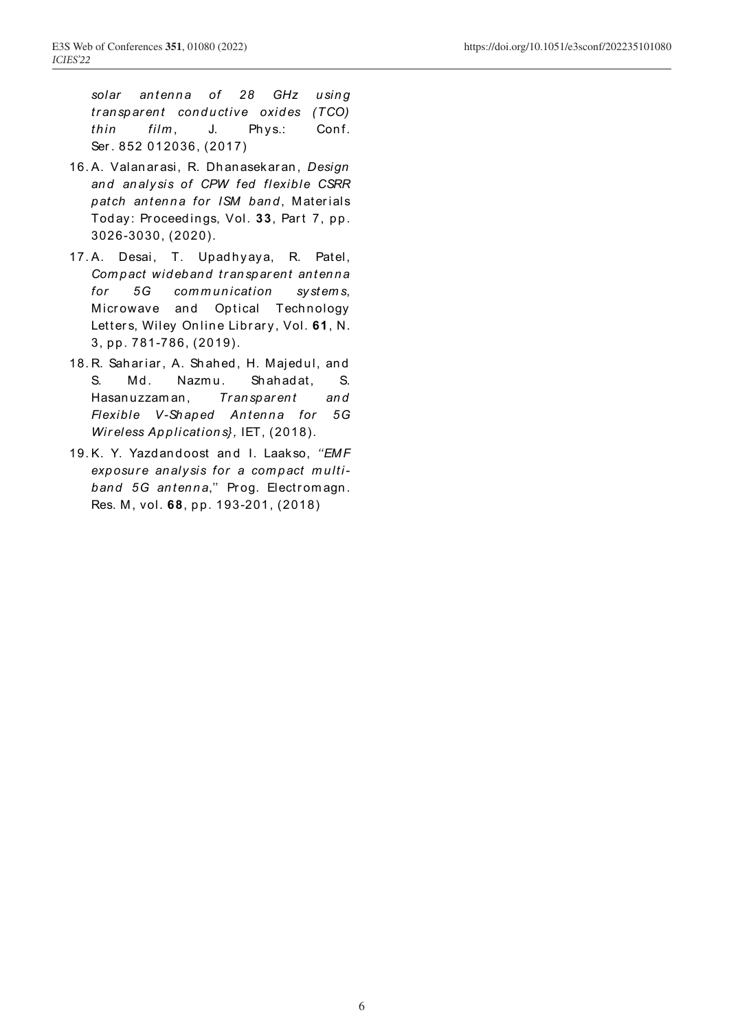*solar antenna of 28 GHz using transparent conductive oxides (TCO) thin film*, J. Phys.: Conf. Ser. 852 012036, (2017)

16. A. Valanarasi, R. Dhanasekaran, *Design and analysis of CPW fed flexible CSRR patch antenna for ISM band*, Materials Today: Proceedings, Vol. **33**, Part 7, pp. 3026-3030, (2020).
17. A. Desai, T. Upadhyaya, R. Patel, *Compact wideband transparent antenna for 5G communication systems*, Microwave and Optical Technology Letters, Wiley Online Library, Vol. **61**, N. 3, pp. 781-786, (2019).
18. R. Sahariar, A. Shahed, H. Majedul, and S. Md. Nazmu. Shahadat, S. Hasanuzzaman, *Transparent and Flexible V-Shaped Antenna for 5G Wireless Applications},* IET, (2018).
19. K. Y. Yazdandoost and I. Laakso, *"EMF exposure analysis for a compact multi-band 5G antenna*," Prog. Electromagn. Res. M, vol. **68**, pp. 193-201, (2018)